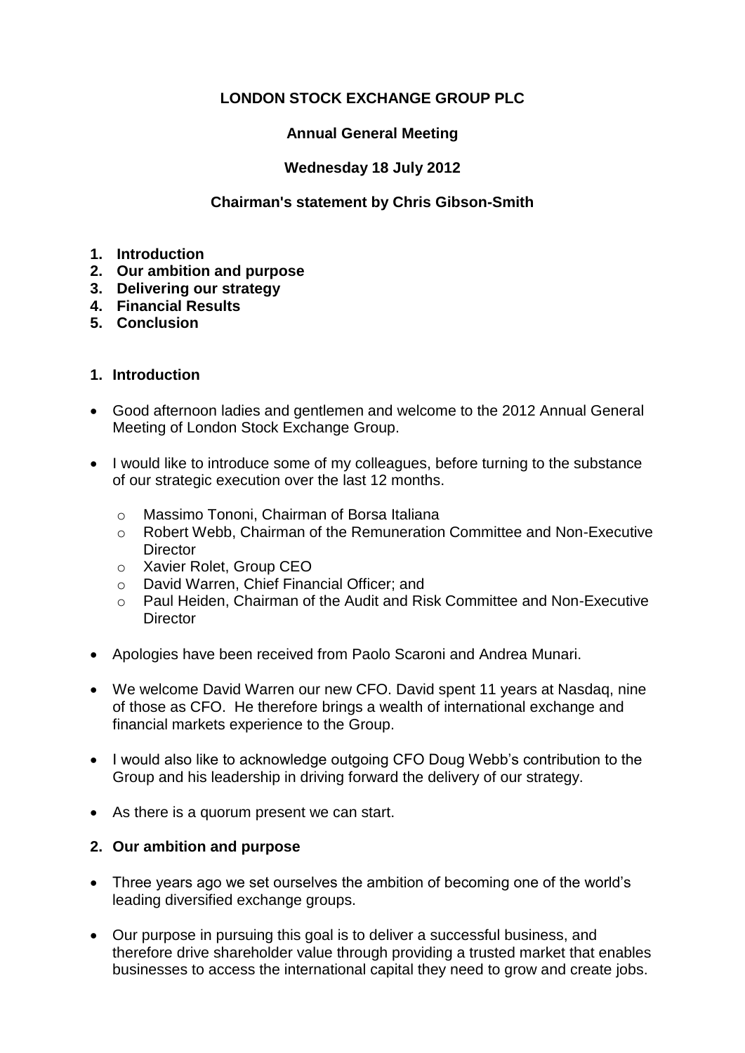**LONDON STOCK EXCHANGE GROUP PLC**

**Annual General Meeting**

**Wednesday 18 July 2012**

**Chairman's statement by Chris Gibson-Smith**

1. **Introduction**
2. **Our ambition and purpose**
3. **Delivering our strategy**
4. **Financial Results**
5. **Conclusion**

## 1. Introduction

- Good afternoon ladies and gentlemen and welcome to the 2012 Annual General Meeting of London Stock Exchange Group.
- I would like to introduce some of my colleagues, before turning to the substance of our strategic execution over the last 12 months.
  - Massimo Tononi, Chairman of Borsa Italiana
  - Robert Webb, Chairman of the Remuneration Committee and Non-Executive Director
  - Xavier Rolet, Group CEO
  - David Warren, Chief Financial Officer; and
  - Paul Heiden, Chairman of the Audit and Risk Committee and Non-Executive Director
- Apologies have been received from Paolo Scaroni and Andrea Munari.
- We welcome David Warren our new CFO. David spent 11 years at Nasdaq, nine of those as CFO. He therefore brings a wealth of international exchange and financial markets experience to the Group.
- I would also like to acknowledge outgoing CFO Doug Webb's contribution to the Group and his leadership in driving forward the delivery of our strategy.
- As there is a quorum present we can start.

## 2. Our ambition and purpose

- Three years ago we set ourselves the ambition of becoming one of the world's leading diversified exchange groups.
- Our purpose in pursuing this goal is to deliver a successful business, and therefore drive shareholder value through providing a trusted market that enables businesses to access the international capital they need to grow and create jobs.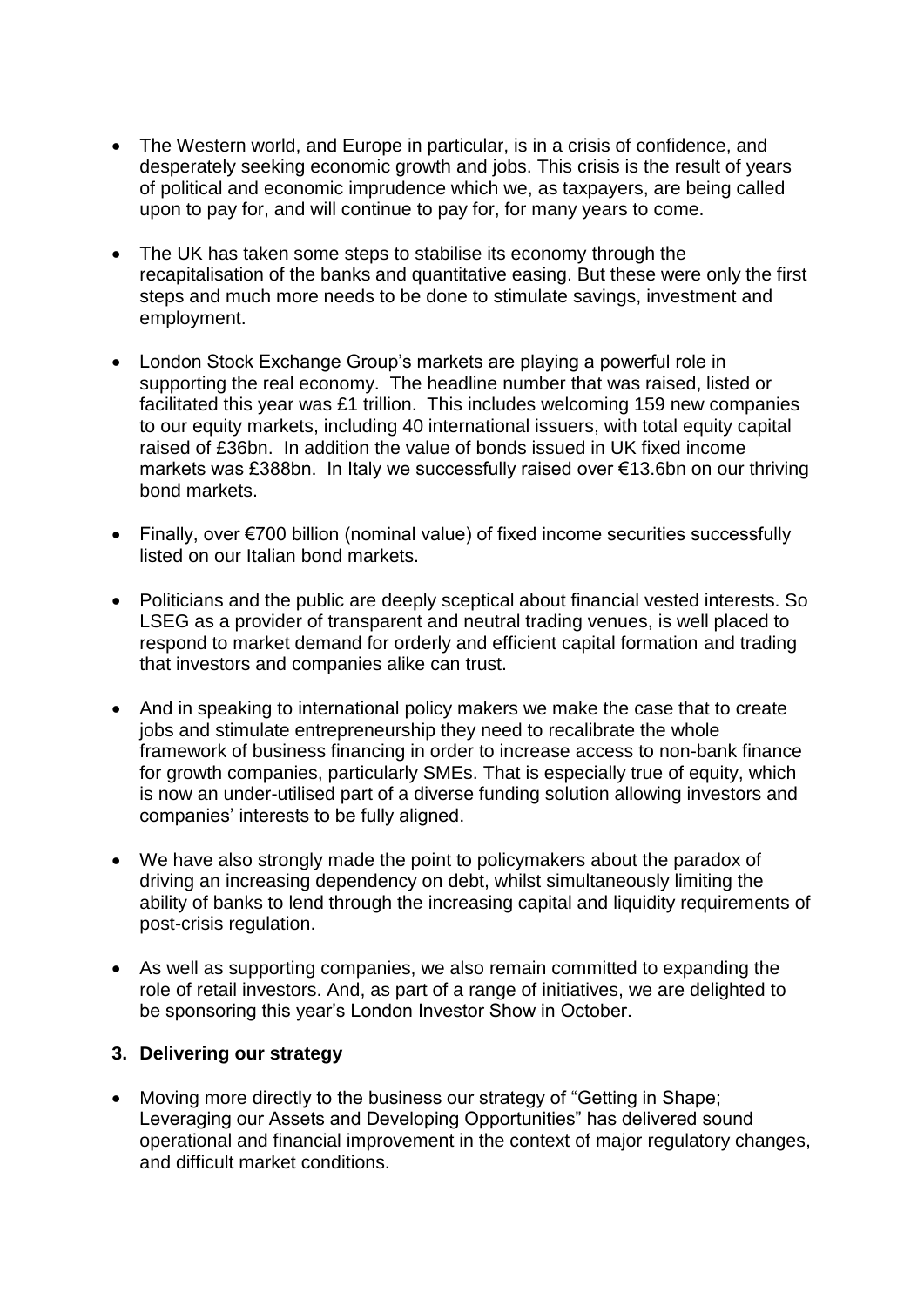- The Western world, and Europe in particular, is in a crisis of confidence, and desperately seeking economic growth and jobs. This crisis is the result of years of political and economic imprudence which we, as taxpayers, are being called upon to pay for, and will continue to pay for, for many years to come.

- The UK has taken some steps to stabilise its economy through the recapitalisation of the banks and quantitative easing. But these were only the first steps and much more needs to be done to stimulate savings, investment and employment.

- London Stock Exchange Group's markets are playing a powerful role in supporting the real economy. The headline number that was raised, listed or facilitated this year was £1 trillion. This includes welcoming 159 new companies to our equity markets, including 40 international issuers, with total equity capital raised of £36bn. In addition the value of bonds issued in UK fixed income markets was £388bn. In Italy we successfully raised over €13.6bn on our thriving bond markets.

- Finally, over €700 billion (nominal value) of fixed income securities successfully listed on our Italian bond markets.

- Politicians and the public are deeply sceptical about financial vested interests. So LSEG as a provider of transparent and neutral trading venues, is well placed to respond to market demand for orderly and efficient capital formation and trading that investors and companies alike can trust.

- And in speaking to international policy makers we make the case that to create jobs and stimulate entrepreneurship they need to recalibrate the whole framework of business financing in order to increase access to non-bank finance for growth companies, particularly SMEs. That is especially true of equity, which is now an under-utilised part of a diverse funding solution allowing investors and companies' interests to be fully aligned.

- We have also strongly made the point to policymakers about the paradox of driving an increasing dependency on debt, whilst simultaneously limiting the ability of banks to lend through the increasing capital and liquidity requirements of post-crisis regulation.

- As well as supporting companies, we also remain committed to expanding the role of retail investors. And, as part of a range of initiatives, we are delighted to be sponsoring this year's London Investor Show in October.

### 3. Delivering our strategy

- Moving more directly to the business our strategy of "Getting in Shape; Leveraging our Assets and Developing Opportunities" has delivered sound operational and financial improvement in the context of major regulatory changes, and difficult market conditions.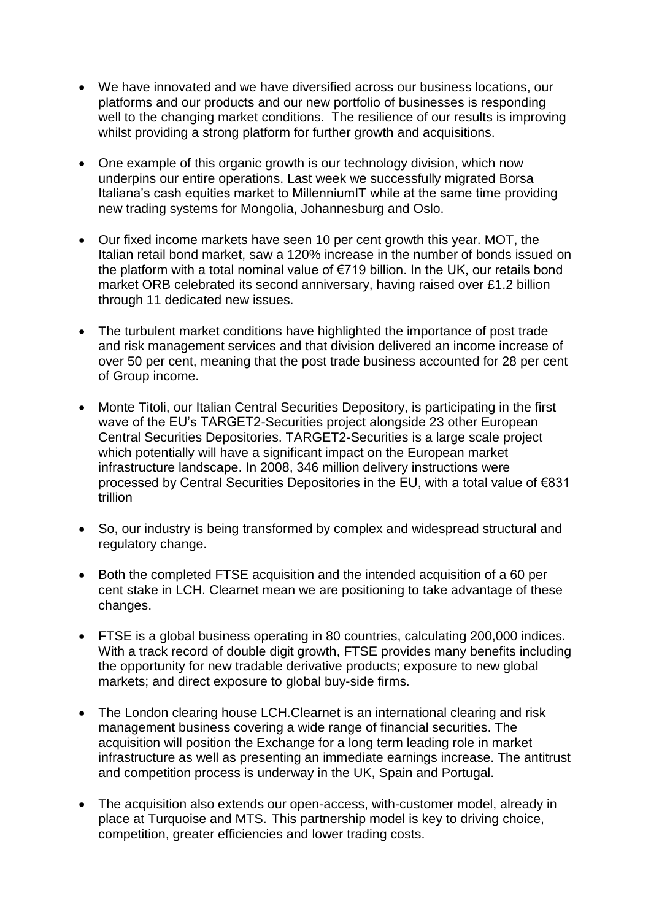- We have innovated and we have diversified across our business locations, our platforms and our products and our new portfolio of businesses is responding well to the changing market conditions. The resilience of our results is improving whilst providing a strong platform for further growth and acquisitions.

- One example of this organic growth is our technology division, which now underpins our entire operations. Last week we successfully migrated Borsa Italiana's cash equities market to MillenniumIT while at the same time providing new trading systems for Mongolia, Johannesburg and Oslo.

- Our fixed income markets have seen 10 per cent growth this year. MOT, the Italian retail bond market, saw a 120% increase in the number of bonds issued on the platform with a total nominal value of €719 billion. In the UK, our retails bond market ORB celebrated its second anniversary, having raised over £1.2 billion through 11 dedicated new issues.

- The turbulent market conditions have highlighted the importance of post trade and risk management services and that division delivered an income increase of over 50 per cent, meaning that the post trade business accounted for 28 per cent of Group income.

- Monte Titoli, our Italian Central Securities Depository, is participating in the first wave of the EU's TARGET2-Securities project alongside 23 other European Central Securities Depositories. TARGET2-Securities is a large scale project which potentially will have a significant impact on the European market infrastructure landscape. In 2008, 346 million delivery instructions were processed by Central Securities Depositories in the EU, with a total value of €831 trillion

- So, our industry is being transformed by complex and widespread structural and regulatory change.

- Both the completed FTSE acquisition and the intended acquisition of a 60 per cent stake in LCH. Clearnet mean we are positioning to take advantage of these changes.

- FTSE is a global business operating in 80 countries, calculating 200,000 indices. With a track record of double digit growth, FTSE provides many benefits including the opportunity for new tradable derivative products; exposure to new global markets; and direct exposure to global buy-side firms.

- The London clearing house LCH.Clearnet is an international clearing and risk management business covering a wide range of financial securities. The acquisition will position the Exchange for a long term leading role in market infrastructure as well as presenting an immediate earnings increase. The antitrust and competition process is underway in the UK, Spain and Portugal.

- The acquisition also extends our open-access, with-customer model, already in place at Turquoise and MTS. This partnership model is key to driving choice, competition, greater efficiencies and lower trading costs.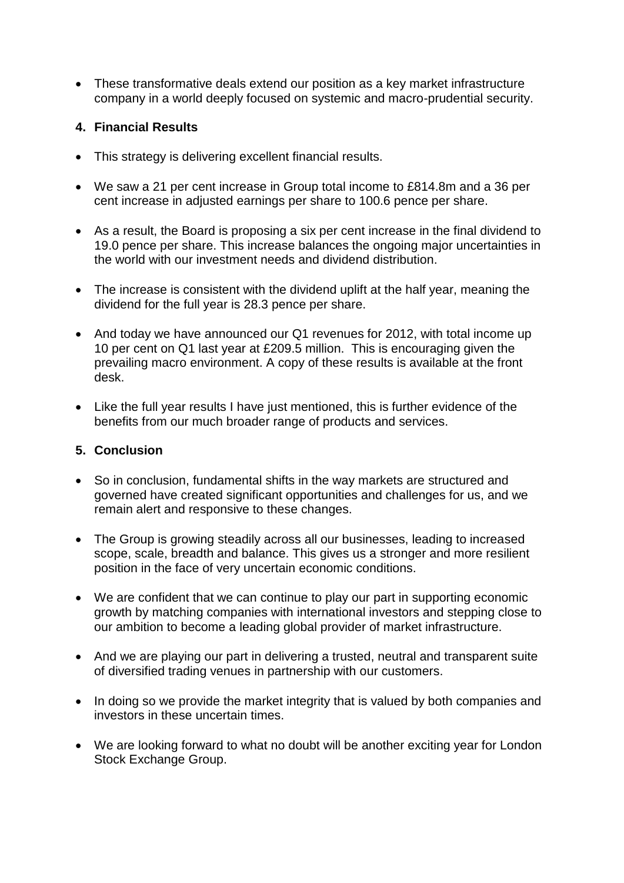- These transformative deals extend our position as a key market infrastructure company in a world deeply focused on systemic and macro-prudential security.

## 4. Financial Results

- This strategy is delivering excellent financial results.
- We saw a 21 per cent increase in Group total income to £814.8m and a 36 per cent increase in adjusted earnings per share to 100.6 pence per share.
- As a result, the Board is proposing a six per cent increase in the final dividend to 19.0 pence per share. This increase balances the ongoing major uncertainties in the world with our investment needs and dividend distribution.
- The increase is consistent with the dividend uplift at the half year, meaning the dividend for the full year is 28.3 pence per share.
- And today we have announced our Q1 revenues for 2012, with total income up 10 per cent on Q1 last year at £209.5 million. This is encouraging given the prevailing macro environment. A copy of these results is available at the front desk.
- Like the full year results I have just mentioned, this is further evidence of the benefits from our much broader range of products and services.

## 5. Conclusion

- So in conclusion, fundamental shifts in the way markets are structured and governed have created significant opportunities and challenges for us, and we remain alert and responsive to these changes.
- The Group is growing steadily across all our businesses, leading to increased scope, scale, breadth and balance. This gives us a stronger and more resilient position in the face of very uncertain economic conditions.
- We are confident that we can continue to play our part in supporting economic growth by matching companies with international investors and stepping close to our ambition to become a leading global provider of market infrastructure.
- And we are playing our part in delivering a trusted, neutral and transparent suite of diversified trading venues in partnership with our customers.
- In doing so we provide the market integrity that is valued by both companies and investors in these uncertain times.
- We are looking forward to what no doubt will be another exciting year for London Stock Exchange Group.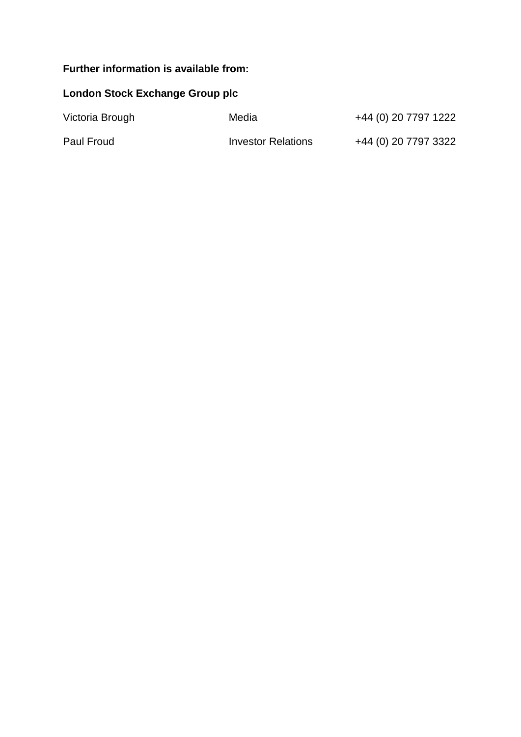**Further information is available from:**

**London Stock Exchange Group plc**

| | | |
|---|---|---|
| Victoria Brough | Media | +44 (0) 20 7797 1222 |
| Paul Froud | Investor Relations | +44 (0) 20 7797 3322 |